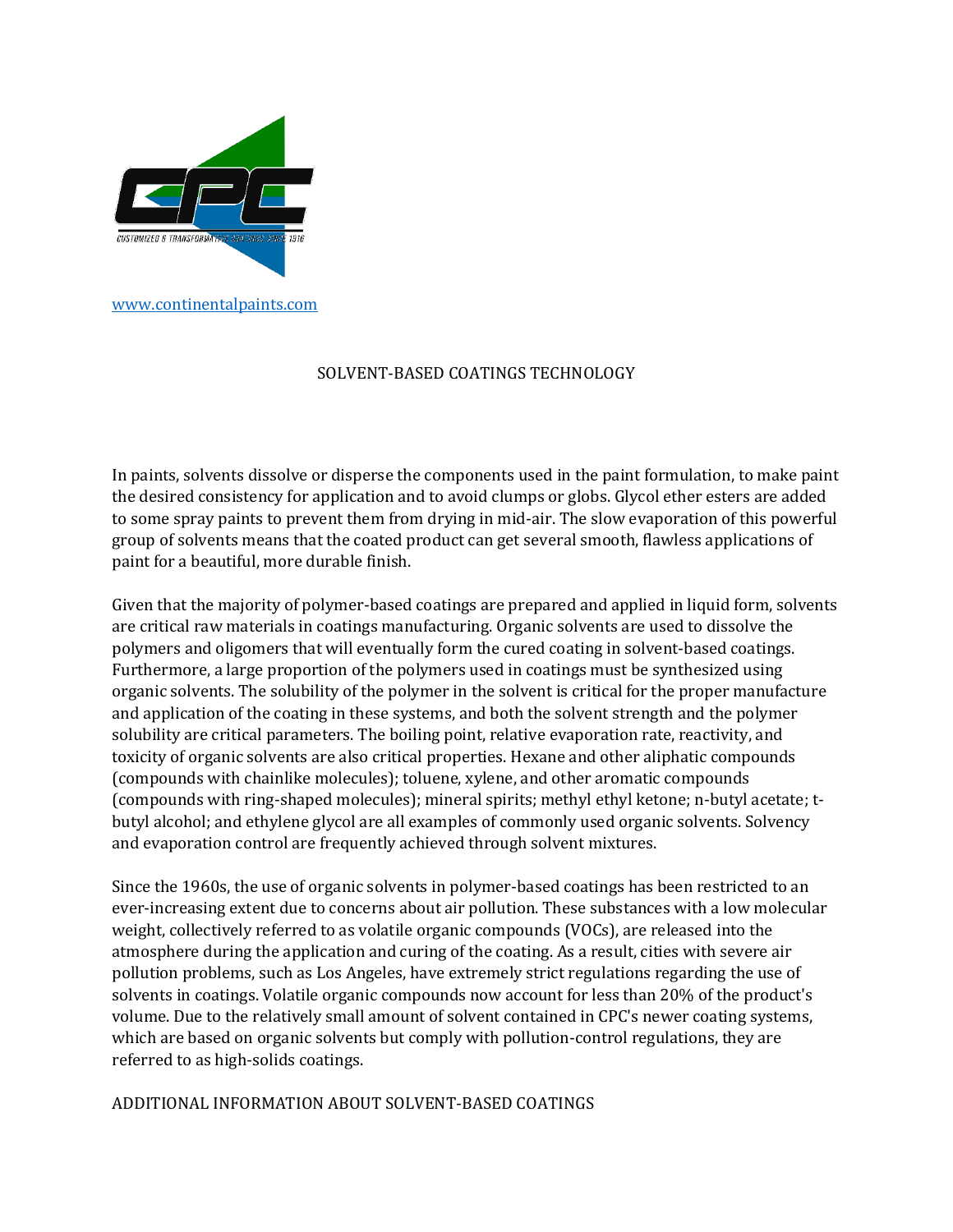www.continentalpaints.com

# SOLVENT-BASED COATINGS TECHNOLOGY

In paints, solvents dissolve or disperse the components used in the paint formulation, to make paint the desired consistency for application and to avoid clumps or globs. Glycol ether esters are added to some spray paints to prevent them from drying in mid-air. The slow evaporation of this powerful group of solvents means that the coated product can get several smooth, flawless applications of paint for a beautiful, more durable finish.

Given that the majority of polymer-based coatings are prepared and applied in liquid form, solvents are critical raw materials in coatings manufacturing. Organic solvents are used to dissolve the polymers and oligomers that will eventually form the cured coating in solvent-based coatings. Furthermore, a large proportion of the polymers used in coatings must be synthesized using organic solvents. The solubility of the polymer in the solvent is critical for the proper manufacture and application of the coating in these systems, and both the solvent strength and the polymer solubility are critical parameters. The boiling point, relative evaporation rate, reactivity, and toxicity of organic solvents are also critical properties. Hexane and other aliphatic compounds (compounds with chainlike molecules); toluene, xylene, and other aromatic compounds (compounds with ring-shaped molecules); mineral spirits; methyl ethyl ketone; n-butyl acetate; t-butyl alcohol; and ethylene glycol are all examples of commonly used organic solvents. Solvency and evaporation control are frequently achieved through solvent mixtures.

Since the 1960s, the use of organic solvents in polymer-based coatings has been restricted to an ever-increasing extent due to concerns about air pollution. These substances with a low molecular weight, collectively referred to as volatile organic compounds (VOCs), are released into the atmosphere during the application and curing of the coating. As a result, cities with severe air pollution problems, such as Los Angeles, have extremely strict regulations regarding the use of solvents in coatings. Volatile organic compounds now account for less than 20% of the product's volume. Due to the relatively small amount of solvent contained in CPC's newer coating systems, which are based on organic solvents but comply with pollution-control regulations, they are referred to as high-solids coatings.

## ADDITIONAL INFORMATION ABOUT SOLVENT-BASED COATINGS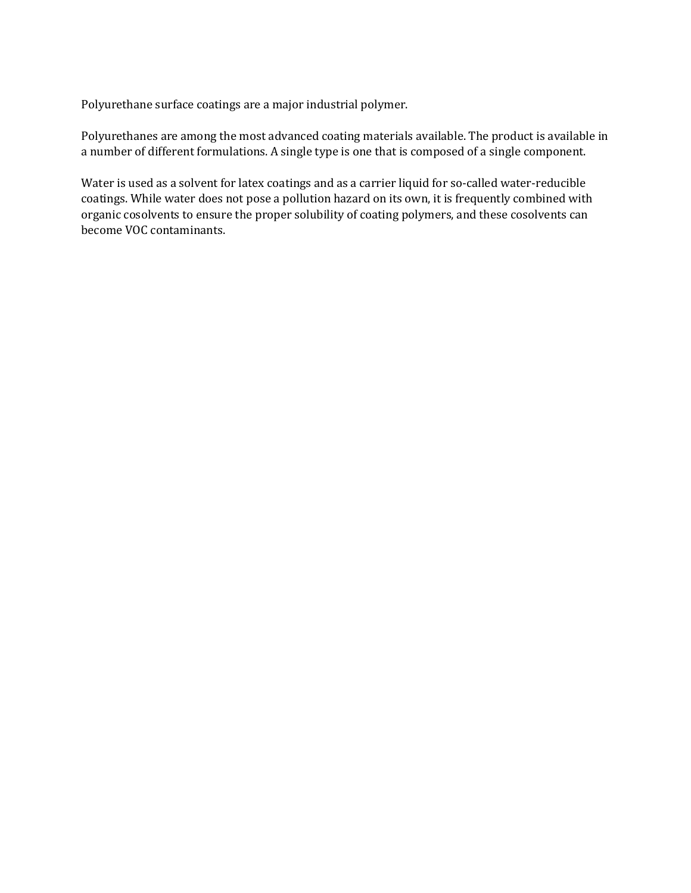Polyurethane surface coatings are a major industrial polymer.

Polyurethanes are among the most advanced coating materials available. The product is available in a number of different formulations. A single type is one that is composed of a single component.

Water is used as a solvent for latex coatings and as a carrier liquid for so-called water-reducible coatings. While water does not pose a pollution hazard on its own, it is frequently combined with organic cosolvents to ensure the proper solubility of coating polymers, and these cosolvents can become VOC contaminants.